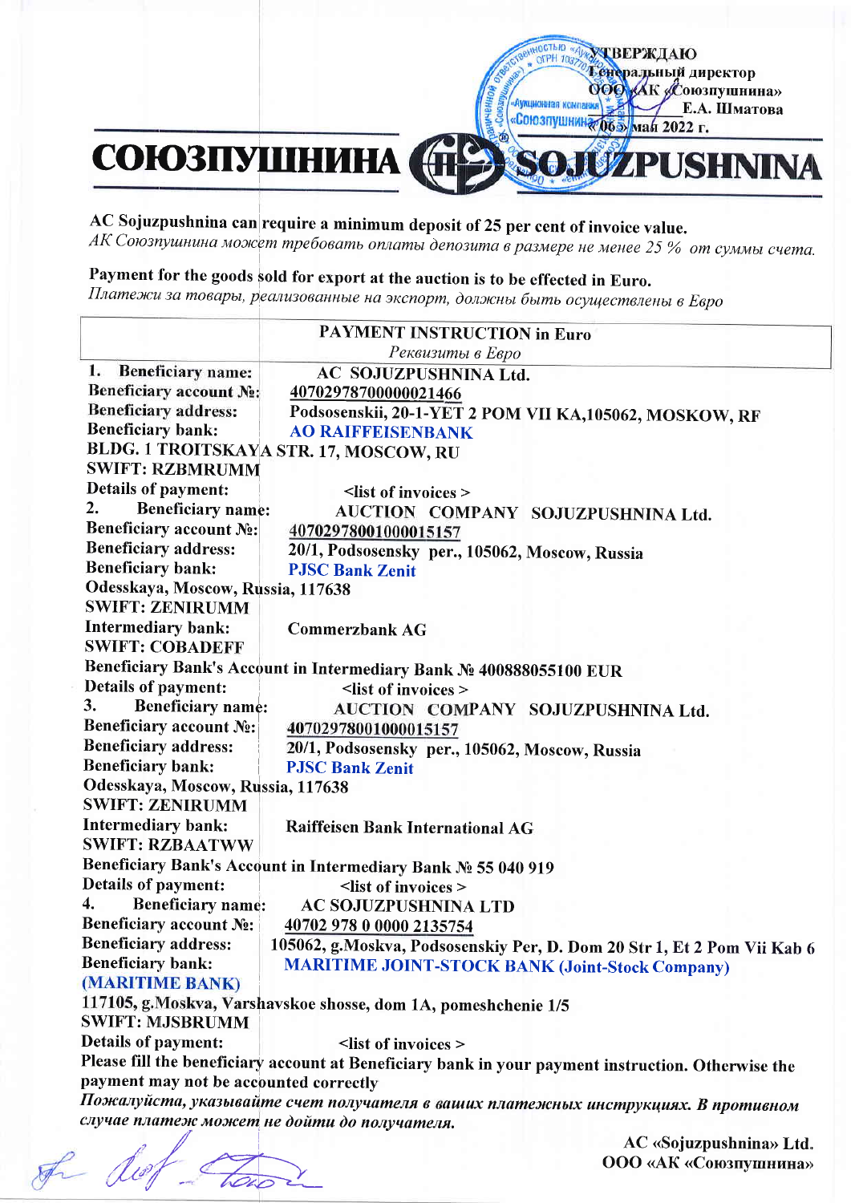УТВЕРЖДАЮ
Генеральный директор
ООО «АК «Союзпушнина»
\_\_\_\_\_\_\_\_\_\_ Е.А. Шматова
«06» мая 2022 г.

# СОЮЗПУШНИНА SOJUZPUSHNINA

**AC Sojuzpushnina can require a minimum deposit of 25 per cent of invoice value.**
*АК Союзпушнина может требовать оплаты депозита в размере не менее 25 % от суммы счета.*

**Payment for the goods sold for export at the auction is to be effected in Euro.**
*Платежи за товары, реализованные на экспорт, должны быть осуществлены в Евро*

## PAYMENT INSTRUCTION in Euro
*Реквизиты в Евро*

**1. Beneficiary name:** **AC SOJUZPUSHNINA Ltd.**
**Beneficiary account №:** **40702978700000021466**
**Beneficiary address:** **Podsosenskii, 20-1-YET 2 POM VII KA,105062, MOSKOW, RF**
**Beneficiary bank:** **AO RAIFFEISENBANK**
**BLDG. 1 TROITSKAYA STR. 17, MOSCOW, RU**
**SWIFT: RZBMRUMM**
**Details of payment:** <list of invoices >

**2. Beneficiary name:** **AUCTION COMPANY SOJUZPUSHNINA Ltd.**
**Beneficiary account №:** **40702978001000015157**
**Beneficiary address:** **20/1, Podsosensky per., 105062, Moscow, Russia**
**Beneficiary bank:** **PJSC Bank Zenit**
**Odesskaya, Moscow, Russia, 117638**
**SWIFT: ZENIRUMM**
**Intermediary bank:** **Commerzbank AG**
**SWIFT: COBADEFF**
**Beneficiary Bank's Account in Intermediary Bank № 400888055100 EUR**
**Details of payment:** <list of invoices >

**3. Beneficiary name:** **AUCTION COMPANY SOJUZPUSHNINA Ltd.**
**Beneficiary account №:** **40702978001000015157**
**Beneficiary address:** **20/1, Podsosensky per., 105062, Moscow, Russia**
**Beneficiary bank:** **PJSC Bank Zenit**
**Odesskaya, Moscow, Russia, 117638**
**SWIFT: ZENIRUMM**
**Intermediary bank:** **Raiffeisen Bank International AG**
**SWIFT: RZBAATWW**
**Beneficiary Bank's Account in Intermediary Bank № 55 040 919**
**Details of payment:** <list of invoices >

**4. Beneficiary name:** **AC SOJUZPUSHNINA LTD**
**Beneficiary account №:** **40702 978 0 0000 2135754**
**Beneficiary address:** **105062, g.Moskva, Podsosenskiy Per, D. Dom 20 Str 1, Et 2 Pom Vii Kab 6**
**Beneficiary bank:** **MARITIME JOINT-STOCK BANK (Joint-Stock Company) (MARITIME BANK)**
**117105, g.Moskva, Varshavskoe shosse, dom 1A, pomeshchenie 1/5**
**SWIFT: MJSBRUMM**
**Details of payment:** <list of invoices >

**Please fill the beneficiary account at Beneficiary bank in your payment instruction. Otherwise the payment may not be accounted correctly**
***Пожалуйста, указывайте счет получателя в ваших платежных инструкциях. В противном случае платеж может не дойти до получателя.***

**AC «Sojuzpushnina» Ltd.**
**ООО «АК «Союзпушнина»**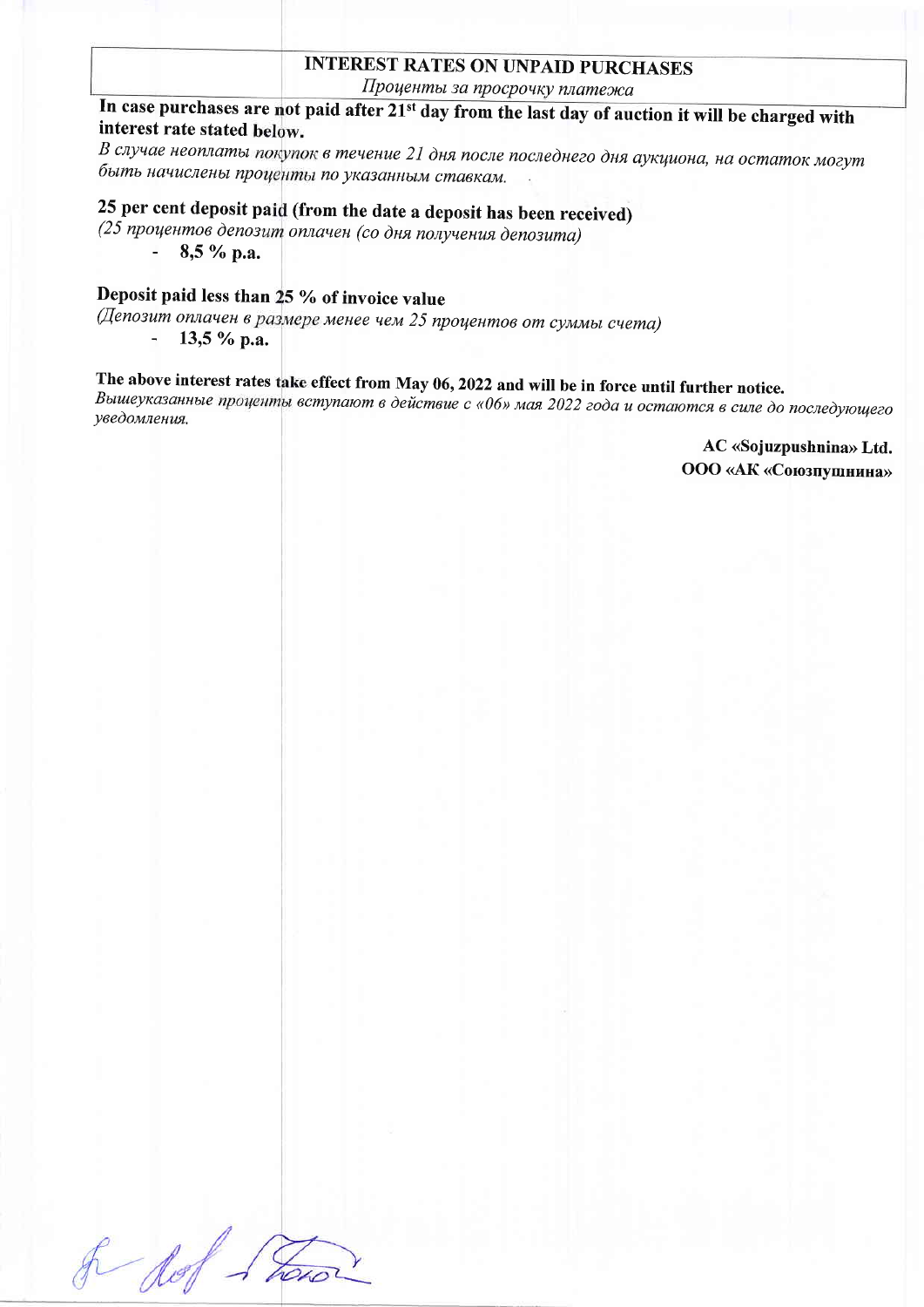## INTEREST RATES ON UNPAID PURCHASES

*Проценты за просрочку платежа*

**In case purchases are not paid after 21st day from the last day of auction it will be charged with interest rate stated below.**

*В случае неоплаты покупок в течение 21 дня после последнего дня аукциона, на остаток могут быть начислены проценты по указанным ставкам.*

**25 per cent deposit paid (from the date a deposit has been received)**

*(25 процентов депозит оплачен (со дня получения депозита)*

- **8,5 % p.a.**

**Deposit paid less than 25 % of invoice value**

*(Депозит оплачен в размере менее чем 25 процентов от суммы счета)*

- **13,5 % p.a.**

**The above interest rates take effect from May 06, 2022 and will be in force until further notice.**

*Вышеуказанные проценты вступают в действие с «06» мая 2022 года и остаются в силе до последующего уведомления.*

**AC «Sojuzpushnina» Ltd.**
**ООО «АК «Союзпушнина»**